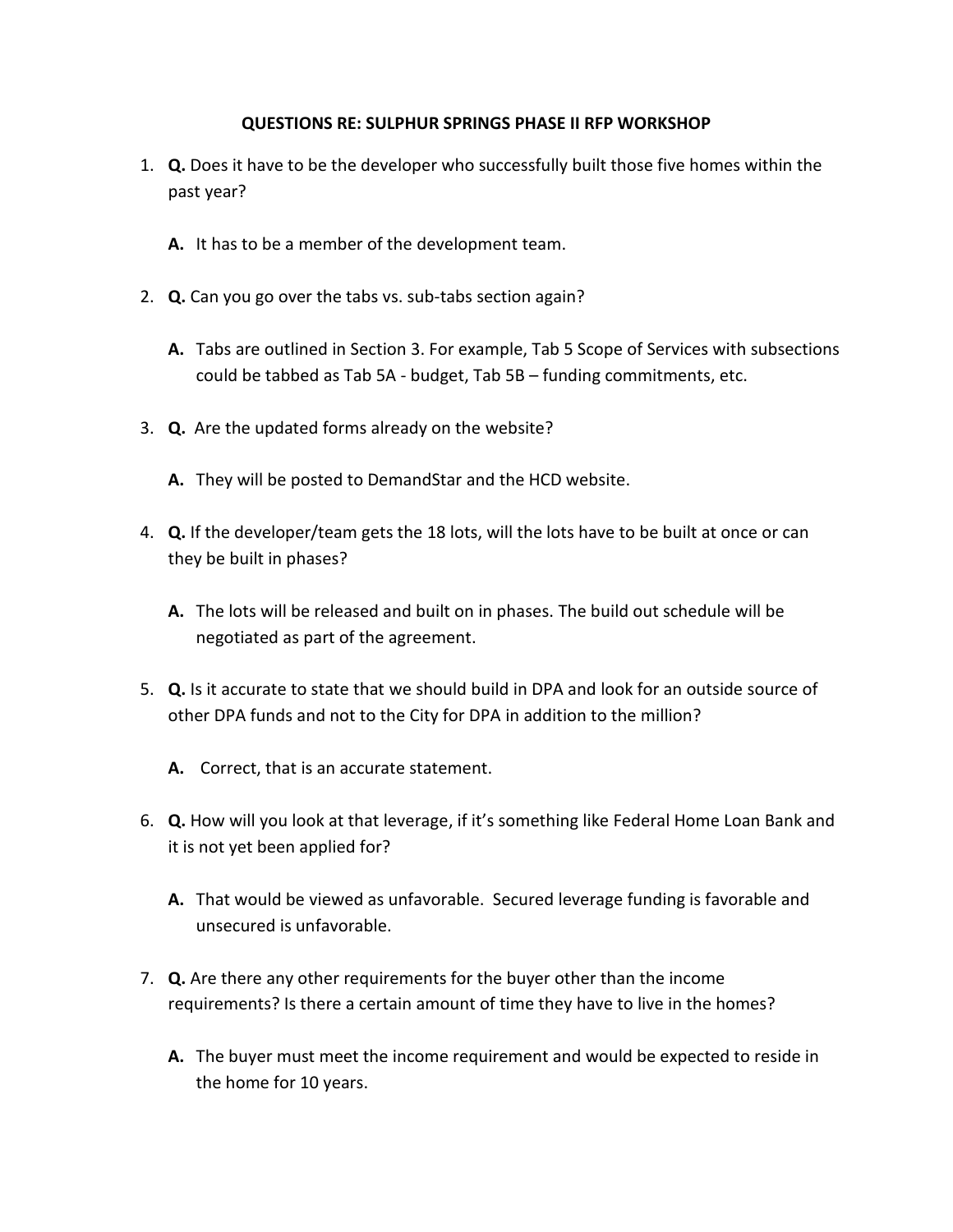# QUESTIONS RE: SULPHUR SPRINGS PHASE II RFP WORKSHOP

1. **Q.** Does it have to be the developer who successfully built those five homes within the past year?

   **A.** It has to be a member of the development team.

2. **Q.** Can you go over the tabs vs. sub-tabs section again?

   **A.** Tabs are outlined in Section 3. For example, Tab 5 Scope of Services with subsections could be tabbed as Tab 5A - budget, Tab 5B – funding commitments, etc.

3. **Q.** Are the updated forms already on the website?

   **A.** They will be posted to DemandStar and the HCD website.

4. **Q.** If the developer/team gets the 18 lots, will the lots have to be built at once or can they be built in phases?

   **A.** The lots will be released and built on in phases. The build out schedule will be negotiated as part of the agreement.

5. **Q.** Is it accurate to state that we should build in DPA and look for an outside source of other DPA funds and not to the City for DPA in addition to the million?

   **A.** Correct, that is an accurate statement.

6. **Q.** How will you look at that leverage, if it's something like Federal Home Loan Bank and it is not yet been applied for?

   **A.** That would be viewed as unfavorable. Secured leverage funding is favorable and unsecured is unfavorable.

7. **Q.** Are there any other requirements for the buyer other than the income requirements? Is there a certain amount of time they have to live in the homes?

   **A.** The buyer must meet the income requirement and would be expected to reside in the home for 10 years.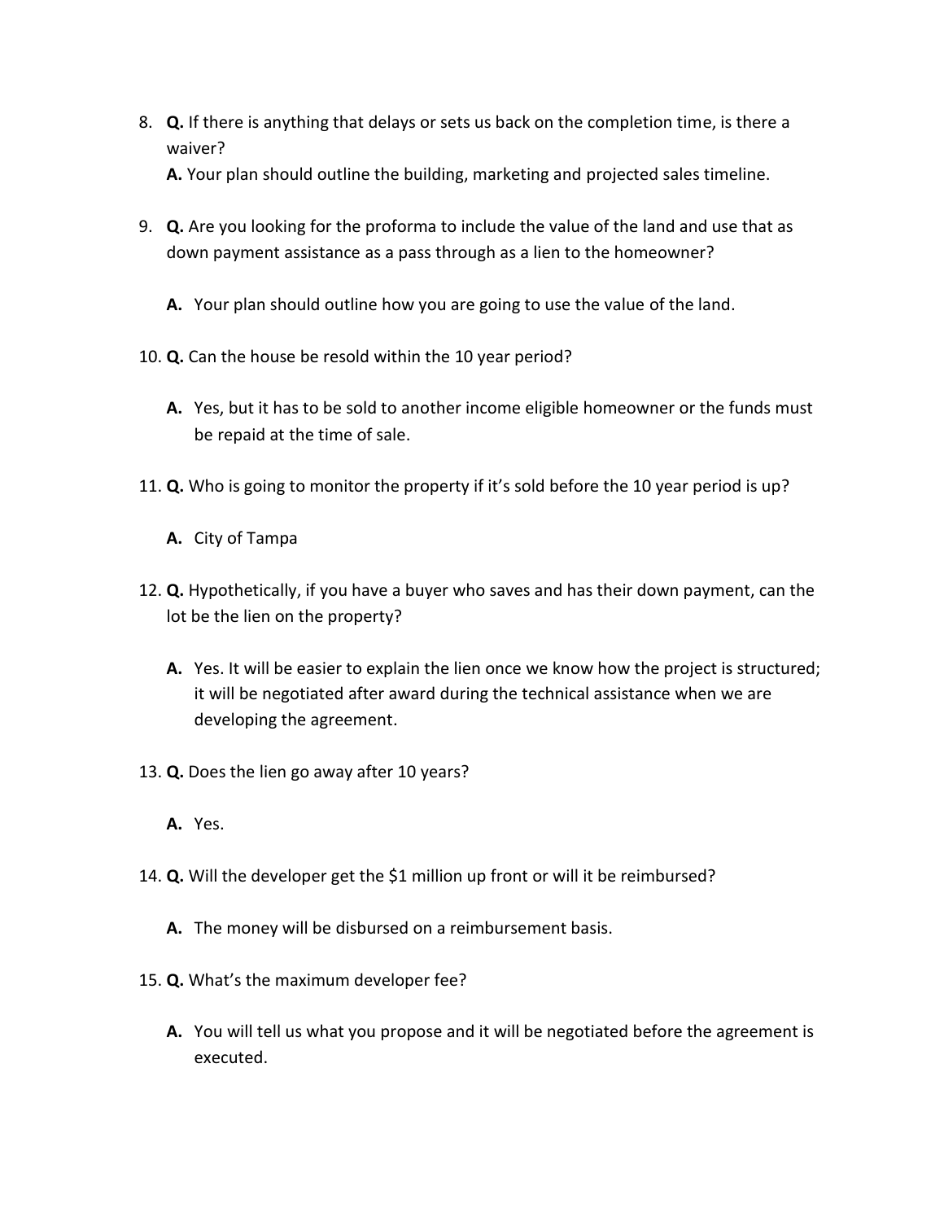8. **Q.** If there is anything that delays or sets us back on the completion time, is there a waiver?

   **A.** Your plan should outline the building, marketing and projected sales timeline.

9. **Q.** Are you looking for the proforma to include the value of the land and use that as down payment assistance as a pass through as a lien to the homeowner?

   **A.** Your plan should outline how you are going to use the value of the land.

10. **Q.** Can the house be resold within the 10 year period?

    **A.** Yes, but it has to be sold to another income eligible homeowner or the funds must be repaid at the time of sale.

11. **Q.** Who is going to monitor the property if it's sold before the 10 year period is up?

    **A.** City of Tampa

12. **Q.** Hypothetically, if you have a buyer who saves and has their down payment, can the lot be the lien on the property?

    **A.** Yes. It will be easier to explain the lien once we know how the project is structured; it will be negotiated after award during the technical assistance when we are developing the agreement.

13. **Q.** Does the lien go away after 10 years?

    **A.** Yes.

14. **Q.** Will the developer get the $1 million up front or will it be reimbursed?

    **A.** The money will be disbursed on a reimbursement basis.

15. **Q.** What's the maximum developer fee?

    **A.** You will tell us what you propose and it will be negotiated before the agreement is executed.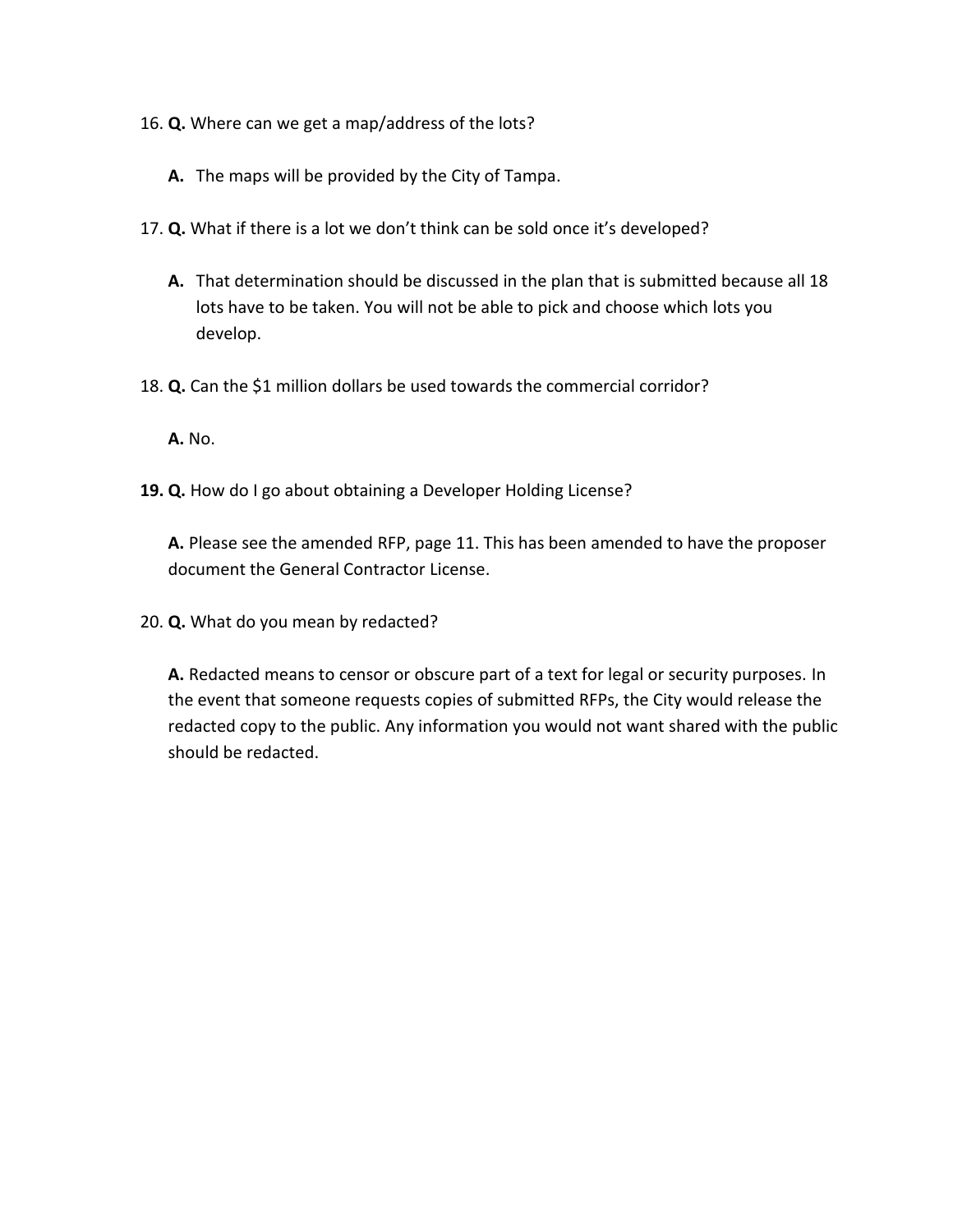16. **Q.** Where can we get a map/address of the lots?

    **A.** The maps will be provided by the City of Tampa.

17. **Q.** What if there is a lot we don't think can be sold once it's developed?

    **A.** That determination should be discussed in the plan that is submitted because all 18 lots have to be taken. You will not be able to pick and choose which lots you develop.

18. **Q.** Can the $1 million dollars be used towards the commercial corridor?

    **A.** No.

**19. Q.** How do I go about obtaining a Developer Holding License?

    **A.** Please see the amended RFP, page 11. This has been amended to have the proposer document the General Contractor License.

20. **Q.** What do you mean by redacted?

    **A.** Redacted means to censor or obscure part of a text for legal or security purposes. In the event that someone requests copies of submitted RFPs, the City would release the redacted copy to the public. Any information you would not want shared with the public should be redacted.